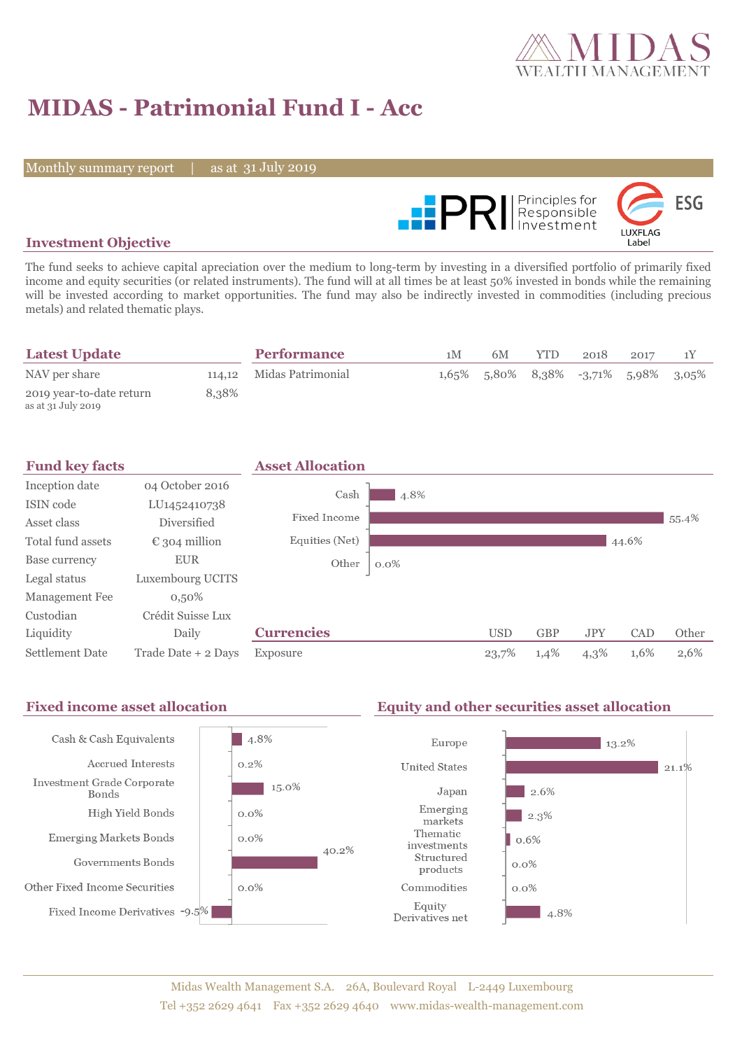# MIDAS - Patrimonial Fund I - Acc

Monthly summary report | as at 31 July 2019

## Investment Objective

The fund seeks to achieve capital apreciation over the medium to long-term by investing in a diversified portfolio of primarily fixed income and equity securities (or related instruments). The fund will at all times be at least 50% invested in bonds while the remaining will be invested according to market opportunities. The fund may also be indirectly invested in commodities (including precious metals) and related thematic plays.

## Latest Update

| | |
|---|---|
| NAV per share | 114,12 |
| 2019 year-to-date return<br>as at 31 July 2019 | 8,38% |

## Performance

| | 1M | 6M | YTD | 2018 | 2017 | 1Y |
|---|---|---|---|---|---|---|
| Midas Patrimonial | 1,65% | 5,80% | 8,38% | -3,71% | 5,98% | 3,05% |

## Fund key facts

| | |
|---|---|
| Inception date | 04 October 2016 |
| ISIN code | LU1452410738 |
| Asset class | Diversified |
| Total fund assets | € 304 million |
| Base currency | EUR |
| Legal status | Luxembourg UCITS |
| Management Fee | 0,50% |
| Custodian | Crédit Suisse Lux |
| Liquidity | Daily |
| Settlement Date | Trade Date + 2 Days |

## Asset Allocation

| | |
|---|---|
| Cash | 4.8% |
| Fixed Income | 55.4% |
| Equities (Net) | 44.6% |
| Other | 0.0% |

## Currencies

| | USD | GBP | JPY | CAD | Other |
|---|---|---|---|---|---|
| Exposure | 23,7% | 1,4% | 4,3% | 1,6% | 2,6% |

## Fixed income asset allocation

| | |
|---|---|
| Cash & Cash Equivalents | 4.8% |
| Accrued Interests | 0.2% |
| Investment Grade Corporate Bonds | 15.0% |
| High Yield Bonds | 0.0% |
| Emerging Markets Bonds | 0.0% |
| Governments Bonds | 40.2% |
| Other Fixed Income Securities | 0.0% |
| Fixed Income Derivatives | -9.5% |

## Equity and other securities asset allocation

| | |
|---|---|
| Europe | 13.2% |
| United States | 21.1% |
| Japan | 2.6% |
| Emerging markets | 2.3% |
| Thematic investments | 0.6% |
| Structured products | 0.0% |
| Commodities | 0.0% |
| Equity Derivatives net | 4.8% |

Midas Wealth Management S.A. 26A, Boulevard Royal L-2449 Luxembourg
Tel +352 2629 4641 Fax +352 2629 4640 www.midas-wealth-management.com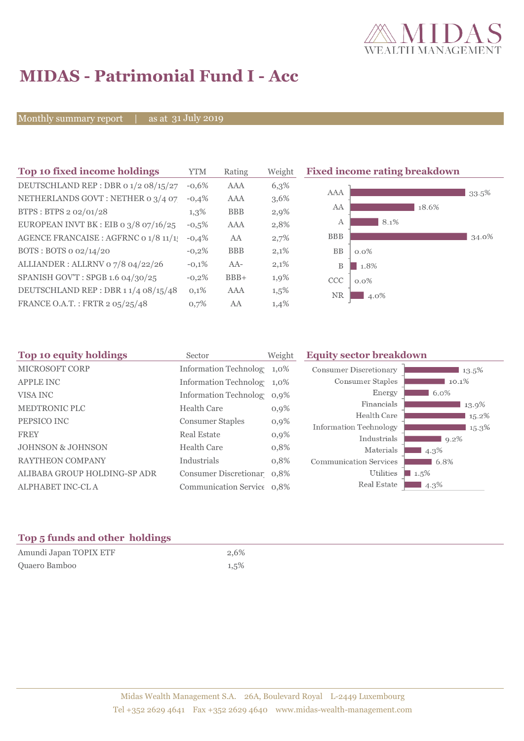# MIDAS - Patrimonial Fund I - Acc

Monthly summary report | as at 31 July 2019

## Top 10 fixed income holdings

| Top 10 fixed income holdings | YTM | Rating | Weight |
|---|---|---|---|
| DEUTSCHLAND REP : DBR 0 1/2 08/15/27 | -0,6% | AAA | 6,3% |
| NETHERLANDS GOVT : NETHER 0 3/4 07 | -0,4% | AAA | 3,6% |
| BTPS : BTPS 2 02/01/28 | 1,3% | BBB | 2,9% |
| EUROPEAN INVT BK : EIB 0 3/8 07/16/25 | -0,5% | AAA | 2,8% |
| AGENCE FRANCAISE : AGFRNC 0 1/8 11/1 | -0,4% | AA | 2,7% |
| BOTS : BOTS 0 02/14/20 | -0,2% | BBB | 2,1% |
| ALLIANDER : ALLRNV 0 7/8 04/22/26 | -0,1% | AA- | 2,1% |
| SPANISH GOV'T : SPGB 1.6 04/30/25 | -0,2% | BBB+ | 1,9% |
| DEUTSCHLAND REP : DBR 1 1/4 08/15/48 | 0,1% | AAA | 1,5% |
| FRANCE O.A.T. : FRTR 2 05/25/48 | 0,7% | AA | 1,4% |

## Fixed income rating breakdown

| Rating | Weight |
|---|---|
| AAA | 33.5% |
| AA | 18.6% |
| A | 8.1% |
| BBB | 34.0% |
| BB | 0.0% |
| B | 1.8% |
| CCC | 0.0% |
| NR | 4.0% |

## Top 10 equity holdings

| Top 10 equity holdings | Sector | Weight |
|---|---|---|
| MICROSOFT CORP | Information Technolog | 1,0% |
| APPLE INC | Information Technolog | 1,0% |
| VISA INC | Information Technolog | 0,9% |
| MEDTRONIC PLC | Health Care | 0,9% |
| PEPSICO INC | Consumer Staples | 0,9% |
| FREY | Real Estate | 0,9% |
| JOHNSON & JOHNSON | Health Care | 0,8% |
| RAYTHEON COMPANY | Industrials | 0,8% |
| ALIBABA GROUP HOLDING-SP ADR | Consumer Discretionar | 0,8% |
| ALPHABET INC-CL A | Communication Service | 0,8% |

## Equity sector breakdown

| Sector | Weight |
|---|---|
| Consumer Discretionary | 13.5% |
| Consumer Staples | 10.1% |
| Energy | 6.0% |
| Financials | 13.9% |
| Health Care | 15.2% |
| Information Technology | 15.3% |
| Industrials | 9.2% |
| Materials | 4.3% |
| Communication Services | 6.8% |
| Utilities | 1.5% |
| Real Estate | 4.3% |

## Top 5 funds and other holdings

| Top 5 funds and other holdings | |
|---|---|
| Amundi Japan TOPIX ETF | 2,6% |
| Quaero Bamboo | 1,5% |

Midas Wealth Management S.A. 26A, Boulevard Royal L-2449 Luxembourg
Tel +352 2629 4641 Fax +352 2629 4640 www.midas-wealth-management.com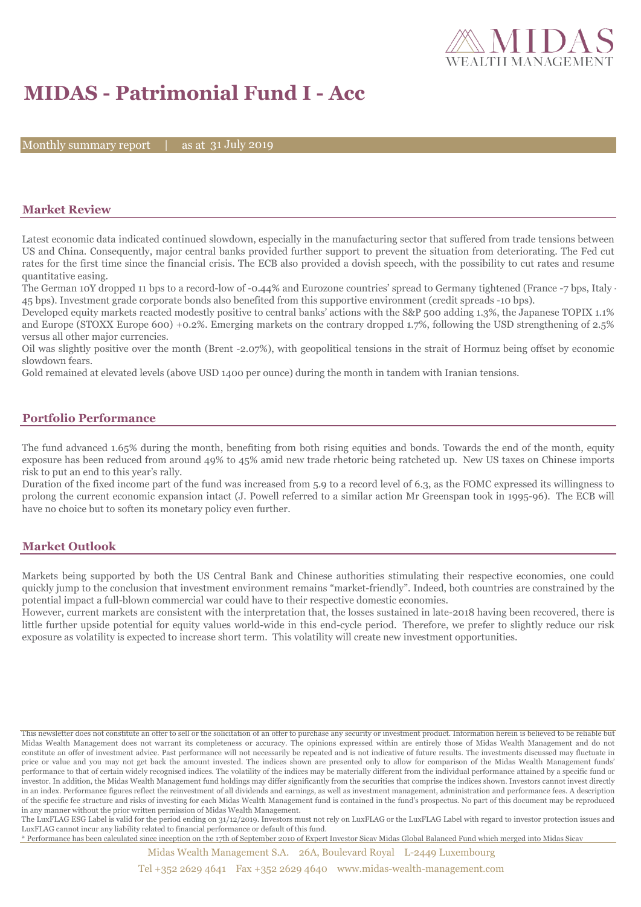# MIDAS - Patrimonial Fund I - Acc

Monthly summary report | as at 31 July 2019

## Market Review

Latest economic data indicated continued slowdown, especially in the manufacturing sector that suffered from trade tensions between US and China. Consequently, major central banks provided further support to prevent the situation from deteriorating. The Fed cut rates for the first time since the financial crisis. The ECB also provided a dovish speech, with the possibility to cut rates and resume quantitative easing.

The German 10Y dropped 11 bps to a record-low of -0.44% and Eurozone countries' spread to Germany tightened (France -7 bps, Italy -45 bps). Investment grade corporate bonds also benefited from this supportive environment (credit spreads -10 bps).

Developed equity markets reacted modestly positive to central banks' actions with the S&P 500 adding 1.3%, the Japanese TOPIX 1.1% and Europe (STOXX Europe 600) +0.2%. Emerging markets on the contrary dropped 1.7%, following the USD strengthening of 2.5% versus all other major currencies.

Oil was slightly positive over the month (Brent -2.07%), with geopolitical tensions in the strait of Hormuz being offset by economic slowdown fears.

Gold remained at elevated levels (above USD 1400 per ounce) during the month in tandem with Iranian tensions.

## Portfolio Performance

The fund advanced 1.65% during the month, benefiting from both rising equities and bonds. Towards the end of the month, equity exposure has been reduced from around 49% to 45% amid new trade rhetoric being ratcheted up. New US taxes on Chinese imports risk to put an end to this year's rally.

Duration of the fixed income part of the fund was increased from 5.9 to a record level of 6.3, as the FOMC expressed its willingness to prolong the current economic expansion intact (J. Powell referred to a similar action Mr Greenspan took in 1995-96). The ECB will have no choice but to soften its monetary policy even further.

## Market Outlook

Markets being supported by both the US Central Bank and Chinese authorities stimulating their respective economies, one could quickly jump to the conclusion that investment environment remains "market-friendly". Indeed, both countries are constrained by the potential impact a full-blown commercial war could have to their respective domestic economies.

However, current markets are consistent with the interpretation that, the losses sustained in late-2018 having been recovered, there is little further upside potential for equity values world-wide in this end-cycle period. Therefore, we prefer to slightly reduce our risk exposure as volatility is expected to increase short term. This volatility will create new investment opportunities.

This newsletter does not constitute an offer to sell or the solicitation of an offer to purchase any security or investment product. Information herein is believed to be reliable but Midas Wealth Management does not warrant its completeness or accuracy. The opinions expressed within are entirely those of Midas Wealth Management and do not constitute an offer of investment advice. Past performance will not necessarily be repeated and is not indicative of future results. The investments discussed may fluctuate in price or value and you may not get back the amount invested. The indices shown are presented only to allow for comparison of the Midas Wealth Management funds' performance to that of certain widely recognised indices. The volatility of the indices may be materially different from the individual performance attained by a specific fund or investor. In addition, the Midas Wealth Management fund holdings may differ significantly from the securities that comprise the indices shown. Investors cannot invest directly in an index. Performance figures reflect the reinvestment of all dividends and earnings, as well as investment management, administration and performance fees. A description of the specific fee structure and risks of investing for each Midas Wealth Management fund is contained in the fund's prospectus. No part of this document may be reproduced in any manner without the prior written permission of Midas Wealth Management.

The LuxFLAG ESG Label is valid for the period ending on 31/12/2019. Investors must not rely on LuxFLAG or the LuxFLAG Label with regard to investor protection issues and LuxFLAG cannot incur any liability related to financial performance or default of this fund.

\* Performance has been calculated since inception on the 17th of September 2010 of Expert Investor Sicav Midas Global Balanced Fund which merged into Midas Sicav

Midas Wealth Management S.A. 26A, Boulevard Royal L-2449 Luxembourg

Tel +352 2629 4641 Fax +352 2629 4640 www.midas-wealth-management.com